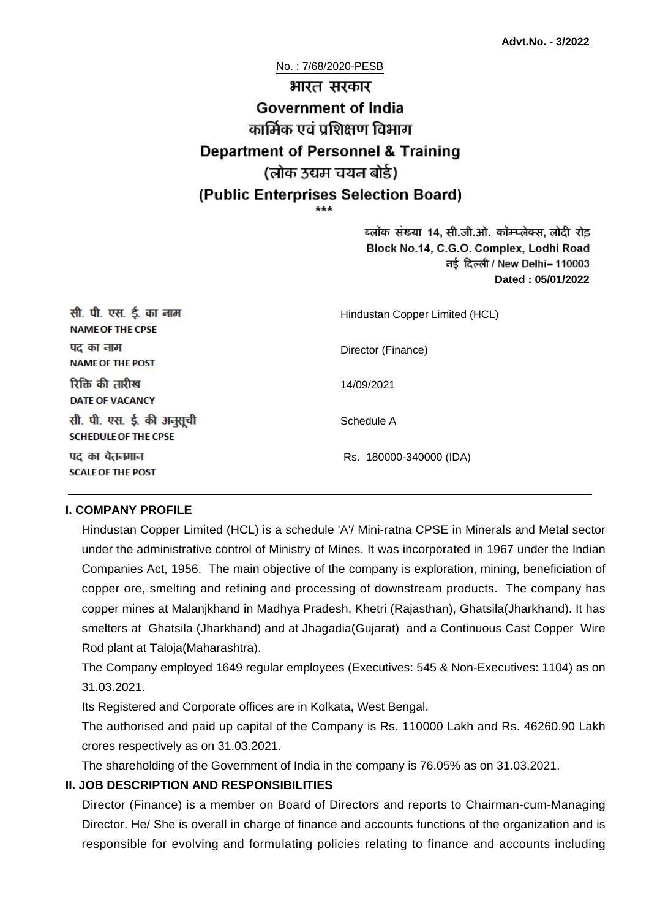**Advt.No. - 3/2022**

No. : 7/68/2020-PESB

# भारत सरकार
# Government of India
## कार्मिक एवं प्रशिक्षण विभाग
## Department of Personnel & Training
## (लोक उद्यम चयन बोर्ड)
## (Public Enterprises Selection Board)

\*\*\*

ब्लॉक संख्या 14, सी.जी.ओ. कॉम्प्लेक्स, लोदी रोड
Block No.14, C.G.O. Complex, Lodhi Road
नई दिल्ली / New Delhi– 110003
**Dated : 05/01/2022**

| | |
|---|---|
| सी. पी. एस. ई. का नाम<br>**NAME OF THE CPSE** | Hindustan Copper Limited (HCL) |
| पद का नाम<br>**NAME OF THE POST** | Director (Finance) |
| रिक्ति की तारीख<br>**DATE OF VACANCY** | 14/09/2021 |
| सी. पी. एस. ई. की अनुसूची<br>**SCHEDULE OF THE CPSE** | Schedule A |
| पद का वेतनमान<br>**SCALE OF THE POST** | Rs. 180000-340000 (IDA) |

### I. COMPANY PROFILE

Hindustan Copper Limited (HCL) is a schedule 'A'/ Mini-ratna CPSE in Minerals and Metal sector under the administrative control of Ministry of Mines. It was incorporated in 1967 under the Indian Companies Act, 1956. The main objective of the company is exploration, mining, beneficiation of copper ore, smelting and refining and processing of downstream products. The company has copper mines at Malanjkhand in Madhya Pradesh, Khetri (Rajasthan), Ghatsila(Jharkhand). It has smelters at Ghatsila (Jharkhand) and at Jhagadia(Gujarat) and a Continuous Cast Copper Wire Rod plant at Taloja(Maharashtra).

The Company employed 1649 regular employees (Executives: 545 & Non-Executives: 1104) as on 31.03.2021.

Its Registered and Corporate offices are in Kolkata, West Bengal.

The authorised and paid up capital of the Company is Rs. 110000 Lakh and Rs. 46260.90 Lakh crores respectively as on 31.03.2021.

The shareholding of the Government of India in the company is 76.05% as on 31.03.2021.

### II. JOB DESCRIPTION AND RESPONSIBILITIES

Director (Finance) is a member on Board of Directors and reports to Chairman-cum-Managing Director. He/ She is overall in charge of finance and accounts functions of the organization and is responsible for evolving and formulating policies relating to finance and accounts including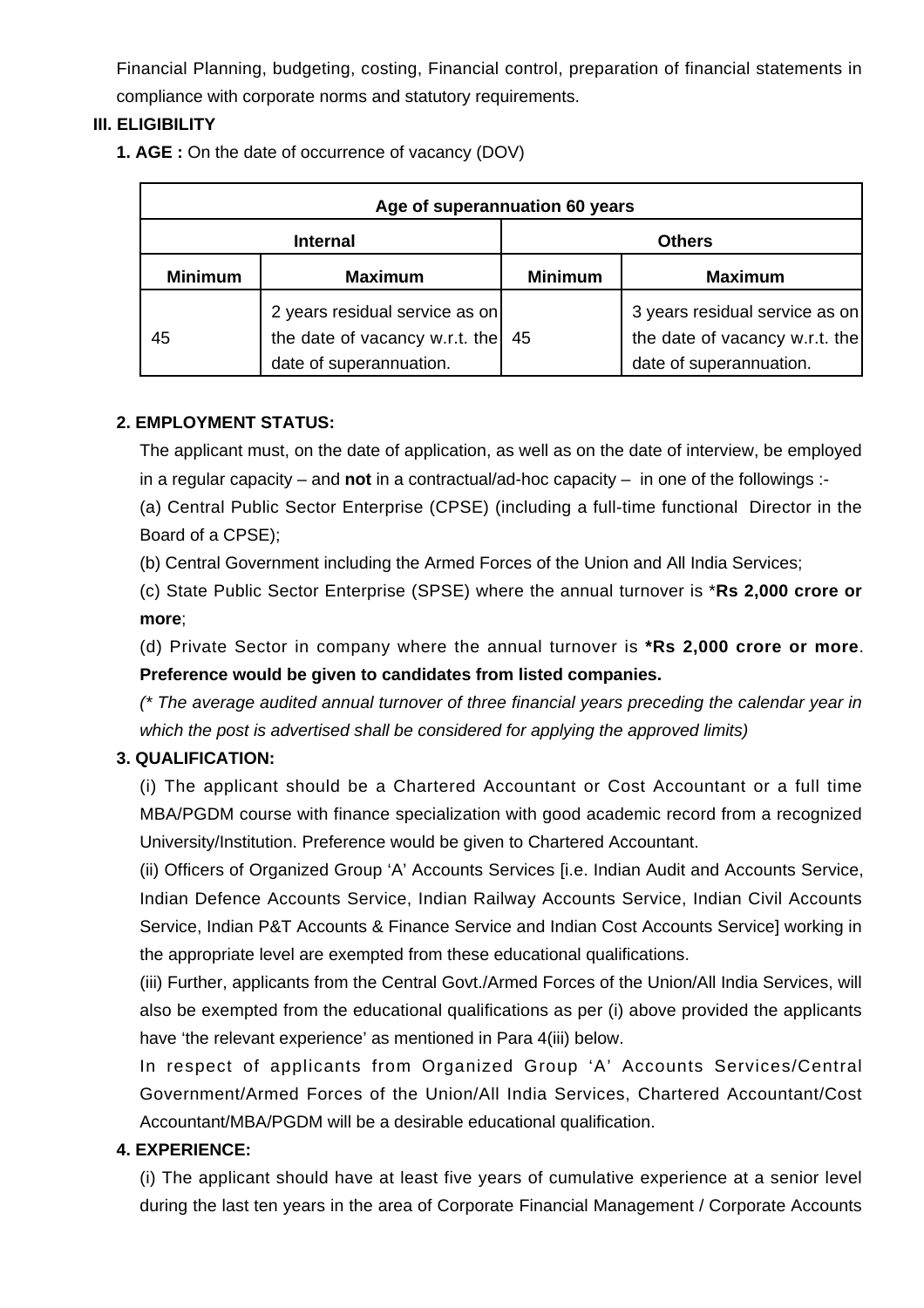Financial Planning, budgeting, costing, Financial control, preparation of financial statements in compliance with corporate norms and statutory requirements.

**III. ELIGIBILITY**

**1. AGE :** On the date of occurrence of vacancy (DOV)

| Age of superannuation 60 years | | | |
|---|---|---|---|
| **Internal** | | **Others** | |
| **Minimum** | **Maximum** | **Minimum** | **Maximum** |
| 45 | 2 years residual service as on the date of vacancy w.r.t. the date of superannuation. | 45 | 3 years residual service as on the date of vacancy w.r.t. the date of superannuation. |

**2. EMPLOYMENT STATUS:**

The applicant must, on the date of application, as well as on the date of interview, be employed in a regular capacity – and **not** in a contractual/ad-hoc capacity – in one of the followings :-

(a) Central Public Sector Enterprise (CPSE) (including a full-time functional Director in the Board of a CPSE);

(b) Central Government including the Armed Forces of the Union and All India Services;

(c) State Public Sector Enterprise (SPSE) where the annual turnover is ***Rs 2,000 crore or more**;

(d) Private Sector in company where the annual turnover is ***Rs 2,000 crore or more**. **Preference would be given to candidates from listed companies.**

*(* The average audited annual turnover of three financial years preceding the calendar year in which the post is advertised shall be considered for applying the approved limits)*

**3. QUALIFICATION:**

(i) The applicant should be a Chartered Accountant or Cost Accountant or a full time MBA/PGDM course with finance specialization with good academic record from a recognized University/Institution. Preference would be given to Chartered Accountant.

(ii) Officers of Organized Group 'A' Accounts Services [i.e. Indian Audit and Accounts Service, Indian Defence Accounts Service, Indian Railway Accounts Service, Indian Civil Accounts Service, Indian P&T Accounts & Finance Service and Indian Cost Accounts Service] working in the appropriate level are exempted from these educational qualifications.

(iii) Further, applicants from the Central Govt./Armed Forces of the Union/All India Services, will also be exempted from the educational qualifications as per (i) above provided the applicants have 'the relevant experience' as mentioned in Para 4(iii) below.

In respect of applicants from Organized Group 'A' Accounts Services/Central Government/Armed Forces of the Union/All India Services, Chartered Accountant/Cost Accountant/MBA/PGDM will be a desirable educational qualification.

**4. EXPERIENCE:**

(i) The applicant should have at least five years of cumulative experience at a senior level during the last ten years in the area of Corporate Financial Management / Corporate Accounts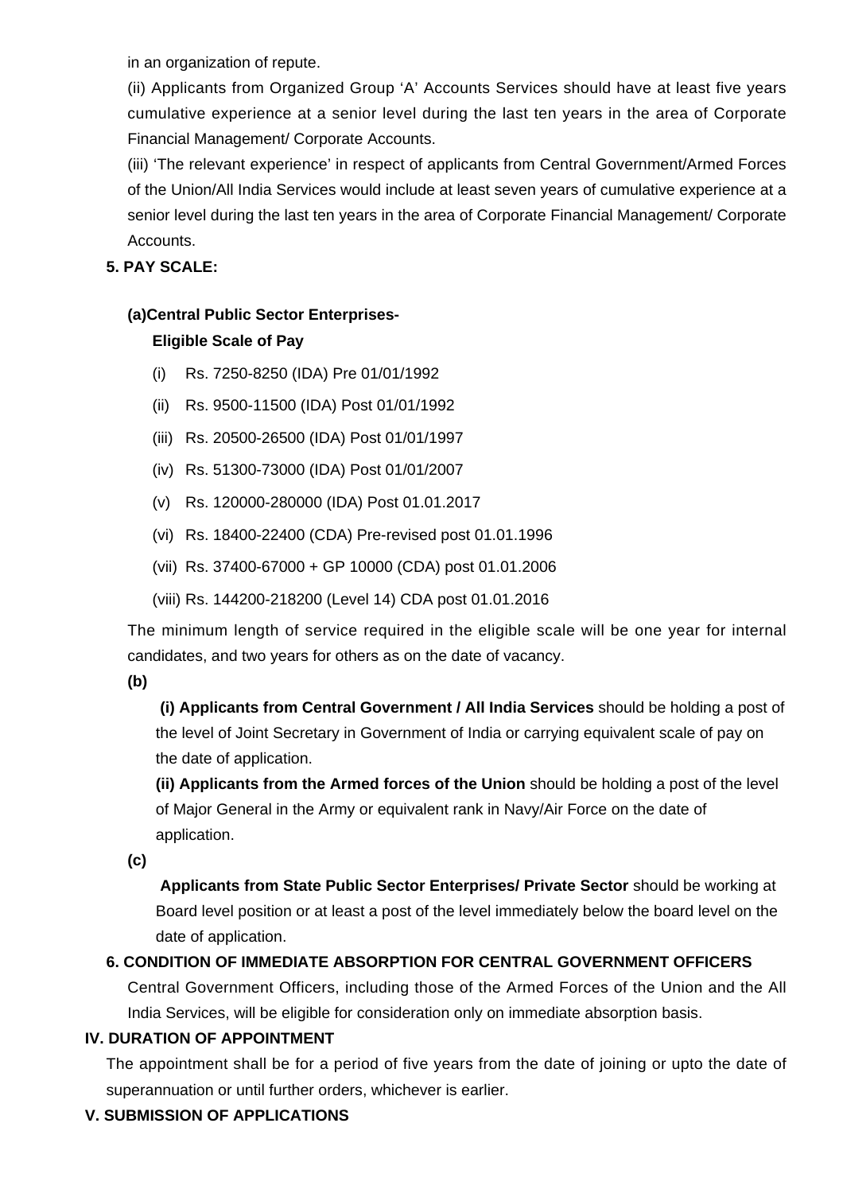in an organization of repute.

(ii) Applicants from Organized Group ‘A’ Accounts Services should have at least five years cumulative experience at a senior level during the last ten years in the area of Corporate Financial Management/ Corporate Accounts.

(iii) ‘The relevant experience’ in respect of applicants from Central Government/Armed Forces of the Union/All India Services would include at least seven years of cumulative experience at a senior level during the last ten years in the area of Corporate Financial Management/ Corporate Accounts.

**5. PAY SCALE:**

**(a)Central Public Sector Enterprises-**

**Eligible Scale of Pay**

(i) Rs. 7250-8250 (IDA) Pre 01/01/1992

(ii) Rs. 9500-11500 (IDA) Post 01/01/1992

(iii) Rs. 20500-26500 (IDA) Post 01/01/1997

(iv) Rs. 51300-73000 (IDA) Post 01/01/2007

(v) Rs. 120000-280000 (IDA) Post 01.01.2017

(vi) Rs. 18400-22400 (CDA) Pre-revised post 01.01.1996

(vii) Rs. 37400-67000 + GP 10000 (CDA) post 01.01.2006

(viii) Rs. 144200-218200 (Level 14) CDA post 01.01.2016

The minimum length of service required in the eligible scale will be one year for internal candidates, and two years for others as on the date of vacancy.

**(b)**

**(i) Applicants from Central Government / All India Services** should be holding a post of the level of Joint Secretary in Government of India or carrying equivalent scale of pay on the date of application.

**(ii) Applicants from the Armed forces of the Union** should be holding a post of the level of Major General in the Army or equivalent rank in Navy/Air Force on the date of application.

**(c)**

**Applicants from State Public Sector Enterprises/ Private Sector** should be working at Board level position or at least a post of the level immediately below the board level on the date of application.

**6. CONDITION OF IMMEDIATE ABSORPTION FOR CENTRAL GOVERNMENT OFFICERS**

Central Government Officers, including those of the Armed Forces of the Union and the All India Services, will be eligible for consideration only on immediate absorption basis.

## IV. DURATION OF APPOINTMENT

The appointment shall be for a period of five years from the date of joining or upto the date of superannuation or until further orders, whichever is earlier.

## V. SUBMISSION OF APPLICATIONS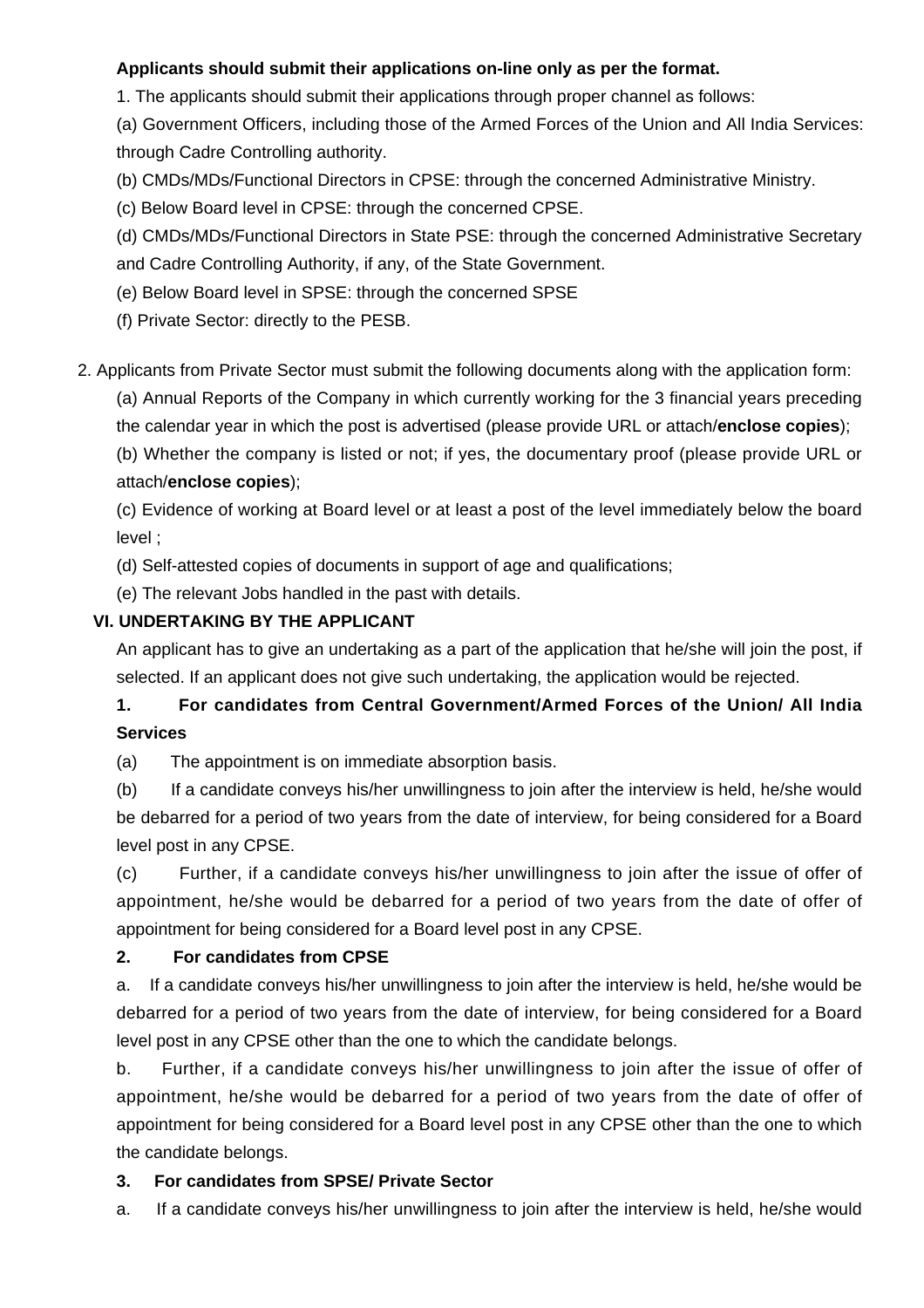**Applicants should submit their applications on-line only as per the format.**

1. The applicants should submit their applications through proper channel as follows:

(a) Government Officers, including those of the Armed Forces of the Union and All India Services: through Cadre Controlling authority.

(b) CMDs/MDs/Functional Directors in CPSE: through the concerned Administrative Ministry.

(c) Below Board level in CPSE: through the concerned CPSE.

(d) CMDs/MDs/Functional Directors in State PSE: through the concerned Administrative Secretary and Cadre Controlling Authority, if any, of the State Government.

(e) Below Board level in SPSE: through the concerned SPSE

(f) Private Sector: directly to the PESB.

2. Applicants from Private Sector must submit the following documents along with the application form:

(a) Annual Reports of the Company in which currently working for the 3 financial years preceding the calendar year in which the post is advertised (please provide URL or attach/**enclose copies**);

(b) Whether the company is listed or not; if yes, the documentary proof (please provide URL or attach/**enclose copies**);

(c) Evidence of working at Board level or at least a post of the level immediately below the board level ;

(d) Self-attested copies of documents in support of age and qualifications;

(e) The relevant Jobs handled in the past with details.

**VI. UNDERTAKING BY THE APPLICANT**

An applicant has to give an undertaking as a part of the application that he/she will join the post, if selected. If an applicant does not give such undertaking, the application would be rejected.

**1. For candidates from Central Government/Armed Forces of the Union/ All India Services**

(a) The appointment is on immediate absorption basis.

(b) If a candidate conveys his/her unwillingness to join after the interview is held, he/she would be debarred for a period of two years from the date of interview, for being considered for a Board level post in any CPSE.

(c) Further, if a candidate conveys his/her unwillingness to join after the issue of offer of appointment, he/she would be debarred for a period of two years from the date of offer of appointment for being considered for a Board level post in any CPSE.

**2. For candidates from CPSE**

a. If a candidate conveys his/her unwillingness to join after the interview is held, he/she would be debarred for a period of two years from the date of interview, for being considered for a Board level post in any CPSE other than the one to which the candidate belongs.

b. Further, if a candidate conveys his/her unwillingness to join after the issue of offer of appointment, he/she would be debarred for a period of two years from the date of offer of appointment for being considered for a Board level post in any CPSE other than the one to which the candidate belongs.

**3. For candidates from SPSE/ Private Sector**

a. If a candidate conveys his/her unwillingness to join after the interview is held, he/she would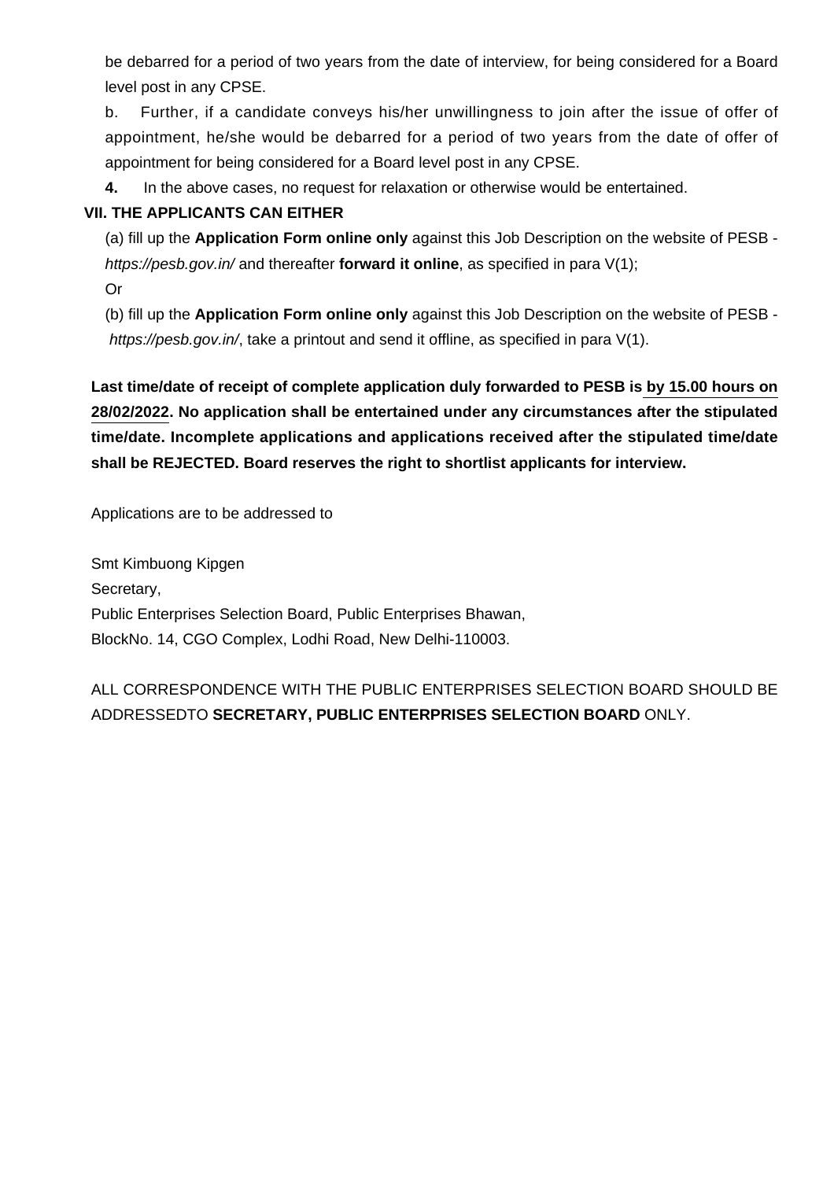be debarred for a period of two years from the date of interview, for being considered for a Board level post in any CPSE.

b. Further, if a candidate conveys his/her unwillingness to join after the issue of offer of appointment, he/she would be debarred for a period of two years from the date of offer of appointment for being considered for a Board level post in any CPSE.

**4.** In the above cases, no request for relaxation or otherwise would be entertained.

**VII. THE APPLICANTS CAN EITHER**

(a) fill up the **Application Form online only** against this Job Description on the website of PESB - *https://pesb.gov.in/* and thereafter **forward it online**, as specified in para V(1);

Or

(b) fill up the **Application Form online only** against this Job Description on the website of PESB - *https://pesb.gov.in/*, take a printout and send it offline, as specified in para V(1).

**Last time/date of receipt of complete application duly forwarded to PESB is by 15.00 hours on 28/02/2022. No application shall be entertained under any circumstances after the stipulated time/date. Incomplete applications and applications received after the stipulated time/date shall be REJECTED. Board reserves the right to shortlist applicants for interview.**

Applications are to be addressed to

Smt Kimbuong Kipgen
Secretary,
Public Enterprises Selection Board, Public Enterprises Bhawan,
BlockNo. 14, CGO Complex, Lodhi Road, New Delhi-110003.

ALL CORRESPONDENCE WITH THE PUBLIC ENTERPRISES SELECTION BOARD SHOULD BE ADDRESSEDTO **SECRETARY, PUBLIC ENTERPRISES SELECTION BOARD** ONLY.